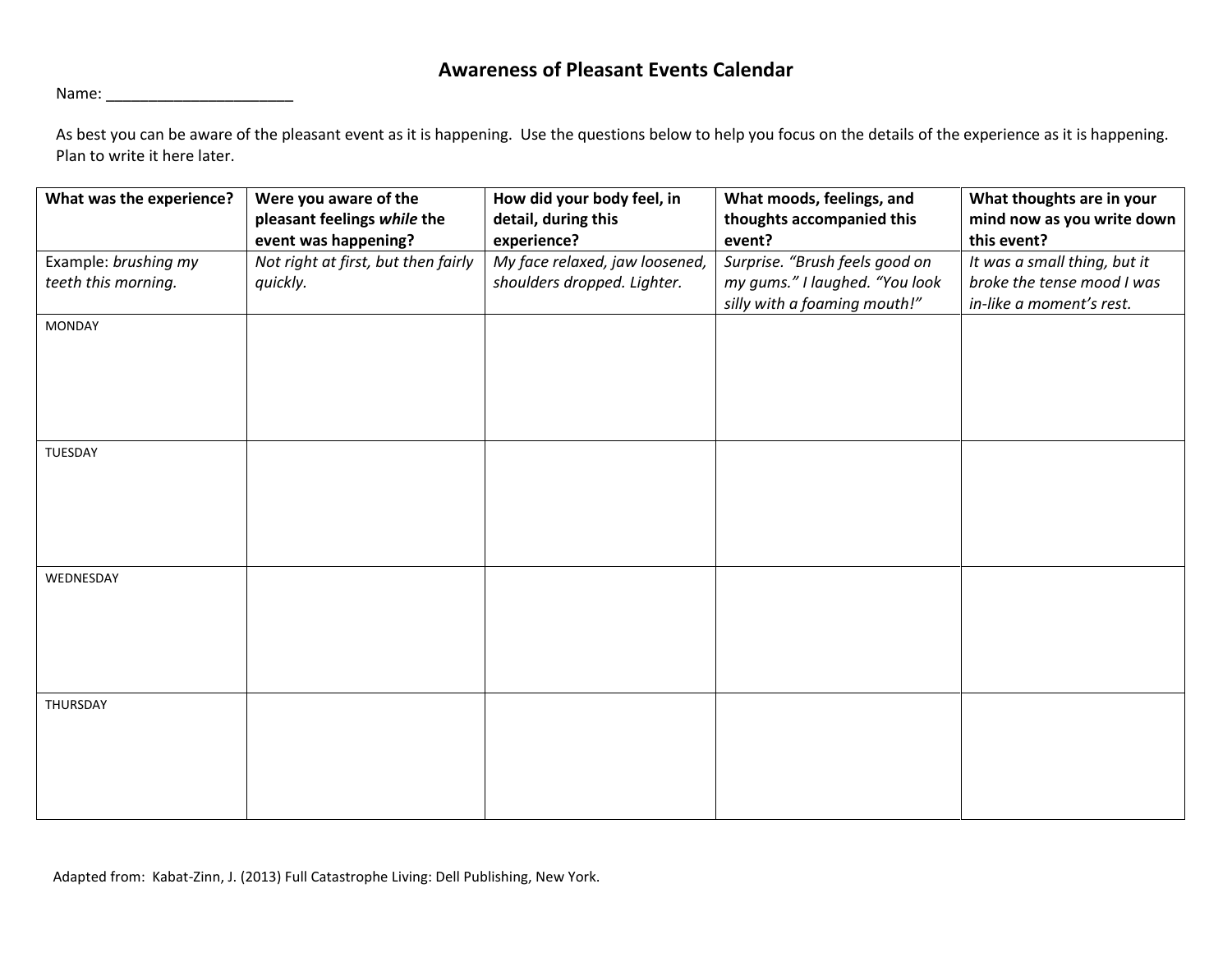# Awareness of Pleasant Events Calendar

Name: ______________________

As best you can be aware of the pleasant event as it is happening. Use the questions below to help you focus on the details of the experience as it is happening. Plan to write it here later.

| What was the experience? | Were you aware of the pleasant feelings *while* the event was happening? | How did your body feel, in detail, during this experience? | What moods, feelings, and thoughts accompanied this event? | What thoughts are in your mind now as you write down this event? |
|---|---|---|---|---|
| Example: *brushing my teeth this morning.* | *Not right at first, but then fairly quickly.* | *My face relaxed, jaw loosened, shoulders dropped. Lighter.* | *Surprise. "Brush feels good on my gums." I laughed. "You look silly with a foaming mouth!"* | *It was a small thing, but it broke the tense mood I was in-like a moment's rest.* |
| MONDAY | | | | |
| TUESDAY | | | | |
| WEDNESDAY | | | | |
| THURSDAY | | | | |

Adapted from: Kabat-Zinn, J. (2013) Full Catastrophe Living: Dell Publishing, New York.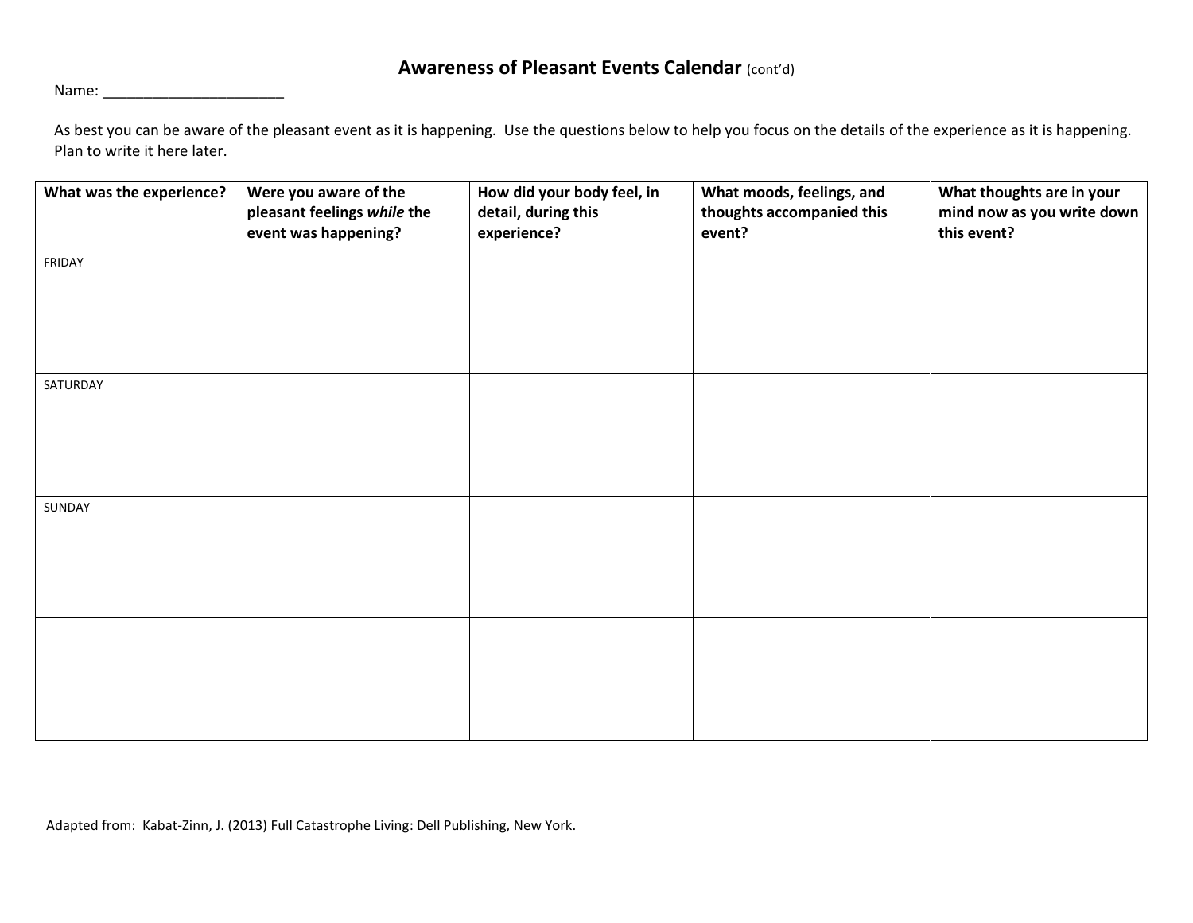# Awareness of Pleasant Events Calendar (cont'd)

Name: ______________________

As best you can be aware of the pleasant event as it is happening. Use the questions below to help you focus on the details of the experience as it is happening. Plan to write it here later.

| What was the experience? | Were you aware of the pleasant feelings *while* the event was happening? | How did your body feel, in detail, during this experience? | What moods, feelings, and thoughts accompanied this event? | What thoughts are in your mind now as you write down this event? |
|---|---|---|---|---|
| FRIDAY | | | | |
| SATURDAY | | | | |
| SUNDAY | | | | |
| | | | | |

Adapted from: Kabat-Zinn, J. (2013) Full Catastrophe Living: Dell Publishing, New York.